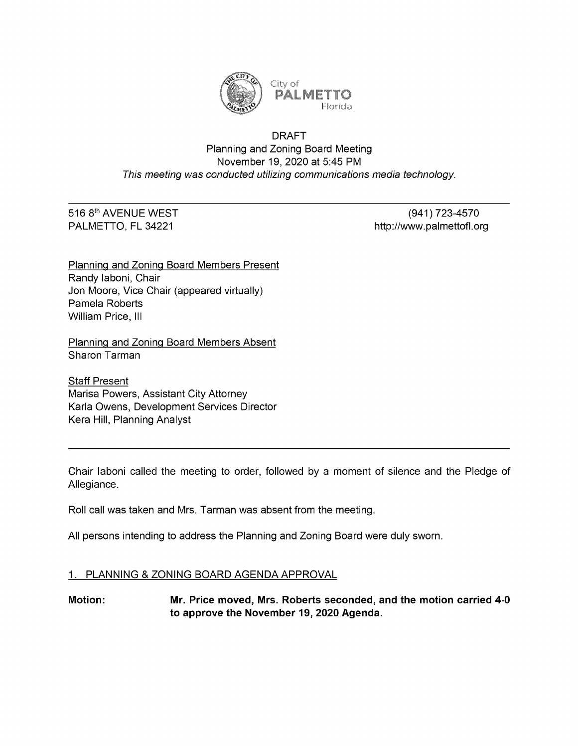City of
**PALMETTO**
Florida

DRAFT
Planning and Zoning Board Meeting
November 19, 2020 at 5:45 PM
*This meeting was conducted utilizing communications media technology.*

516 8th AVENUE WEST
PALMETTO, FL 34221

(941) 723-4570
http://www.palmettofl.org

Planning and Zoning Board Members Present
Randy Iaboni, Chair
Jon Moore, Vice Chair (appeared virtually)
Pamela Roberts
William Price, III

Planning and Zoning Board Members Absent
Sharon Tarman

Staff Present
Marisa Powers, Assistant City Attorney
Karla Owens, Development Services Director
Kera Hill, Planning Analyst

Chair Iaboni called the meeting to order, followed by a moment of silence and the Pledge of Allegiance.

Roll call was taken and Mrs. Tarman was absent from the meeting.

All persons intending to address the Planning and Zoning Board were duly sworn.

1. PLANNING & ZONING BOARD AGENDA APPROVAL

**Motion:** **Mr. Price moved, Mrs. Roberts seconded, and the motion carried 4-0 to approve the November 19, 2020 Agenda.**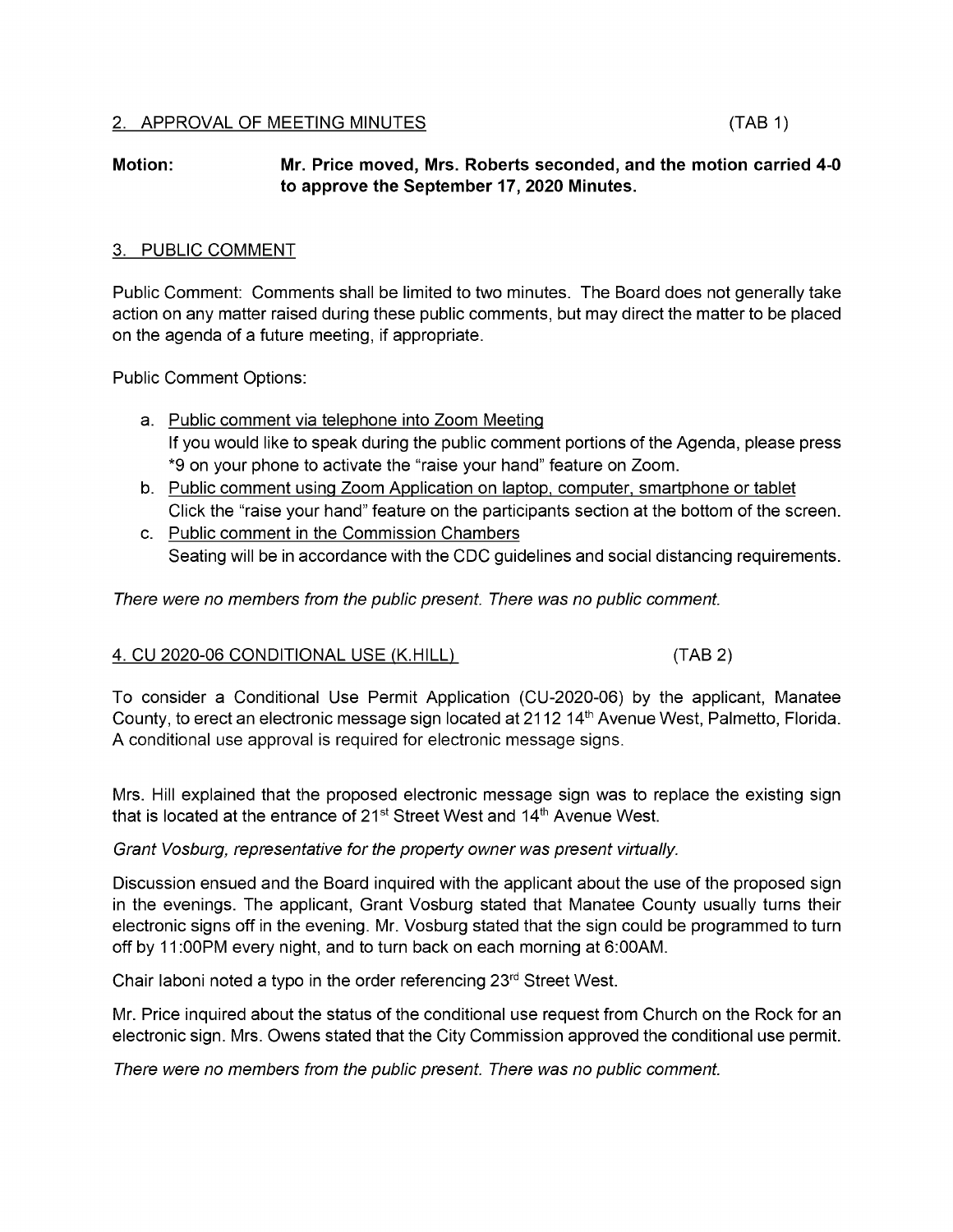## 2. APPROVAL OF MEETING MINUTES (TAB 1)

**Motion:** **Mr. Price moved, Mrs. Roberts seconded, and the motion carried 4-0 to approve the September 17, 2020 Minutes.**

## 3. PUBLIC COMMENT

Public Comment: Comments shall be limited to two minutes. The Board does not generally take action on any matter raised during these public comments, but may direct the matter to be placed on the agenda of a future meeting, if appropriate.

Public Comment Options:

a. Public comment via telephone into Zoom Meeting
   If you would like to speak during the public comment portions of the Agenda, please press *9 on your phone to activate the "raise your hand" feature on Zoom.
b. Public comment using Zoom Application on laptop, computer, smartphone or tablet
   Click the "raise your hand" feature on the participants section at the bottom of the screen.
c. Public comment in the Commission Chambers
   Seating will be in accordance with the CDC guidelines and social distancing requirements.

*There were no members from the public present. There was no public comment.*

## 4. CU 2020-06 CONDITIONAL USE (K.HILL) (TAB 2)

To consider a Conditional Use Permit Application (CU-2020-06) by the applicant, Manatee County, to erect an electronic message sign located at 2112 14th Avenue West, Palmetto, Florida. A conditional use approval is required for electronic message signs.

Mrs. Hill explained that the proposed electronic message sign was to replace the existing sign that is located at the entrance of 21st Street West and 14th Avenue West.

*Grant Vosburg, representative for the property owner was present virtually.*

Discussion ensued and the Board inquired with the applicant about the use of the proposed sign in the evenings. The applicant, Grant Vosburg stated that Manatee County usually turns their electronic signs off in the evening. Mr. Vosburg stated that the sign could be programmed to turn off by 11:00PM every night, and to turn back on each morning at 6:00AM.

Chair Iaboni noted a typo in the order referencing 23rd Street West.

Mr. Price inquired about the status of the conditional use request from Church on the Rock for an electronic sign. Mrs. Owens stated that the City Commission approved the conditional use permit.

*There were no members from the public present. There was no public comment.*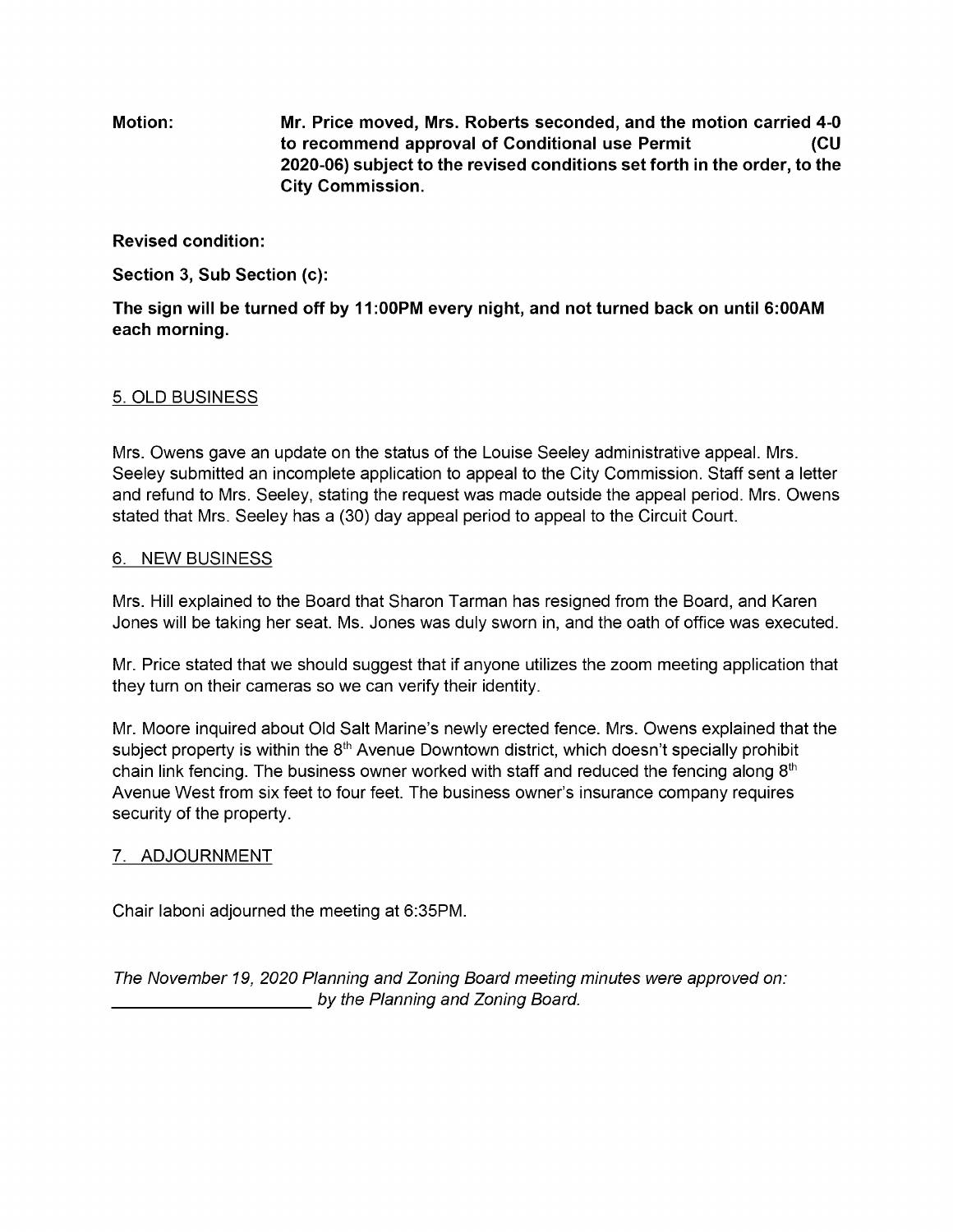**Motion:** **Mr. Price moved, Mrs. Roberts seconded, and the motion carried 4-0 to recommend approval of Conditional use Permit (CU 2020-06) subject to the revised conditions set forth in the order, to the City Commission.**

**Revised condition:**

**Section 3, Sub Section (c):**

**The sign will be turned off by 11:00PM every night, and not turned back on until 6:00AM each morning.**

## 5. OLD BUSINESS

Mrs. Owens gave an update on the status of the Louise Seeley administrative appeal. Mrs. Seeley submitted an incomplete application to appeal to the City Commission. Staff sent a letter and refund to Mrs. Seeley, stating the request was made outside the appeal period. Mrs. Owens stated that Mrs. Seeley has a (30) day appeal period to appeal to the Circuit Court.

## 6. NEW BUSINESS

Mrs. Hill explained to the Board that Sharon Tarman has resigned from the Board, and Karen Jones will be taking her seat. Ms. Jones was duly sworn in, and the oath of office was executed.

Mr. Price stated that we should suggest that if anyone utilizes the zoom meeting application that they turn on their cameras so we can verify their identity.

Mr. Moore inquired about Old Salt Marine's newly erected fence. Mrs. Owens explained that the subject property is within the 8th Avenue Downtown district, which doesn't specially prohibit chain link fencing. The business owner worked with staff and reduced the fencing along 8th Avenue West from six feet to four feet. The business owner's insurance company requires security of the property.

## 7. ADJOURNMENT

Chair Iaboni adjourned the meeting at 6:35PM.

*The November 19, 2020 Planning and Zoning Board meeting minutes were approved on: \_\_\_\_\_\_\_\_\_\_\_\_\_\_\_\_\_\_\_\_ by the Planning and Zoning Board.*